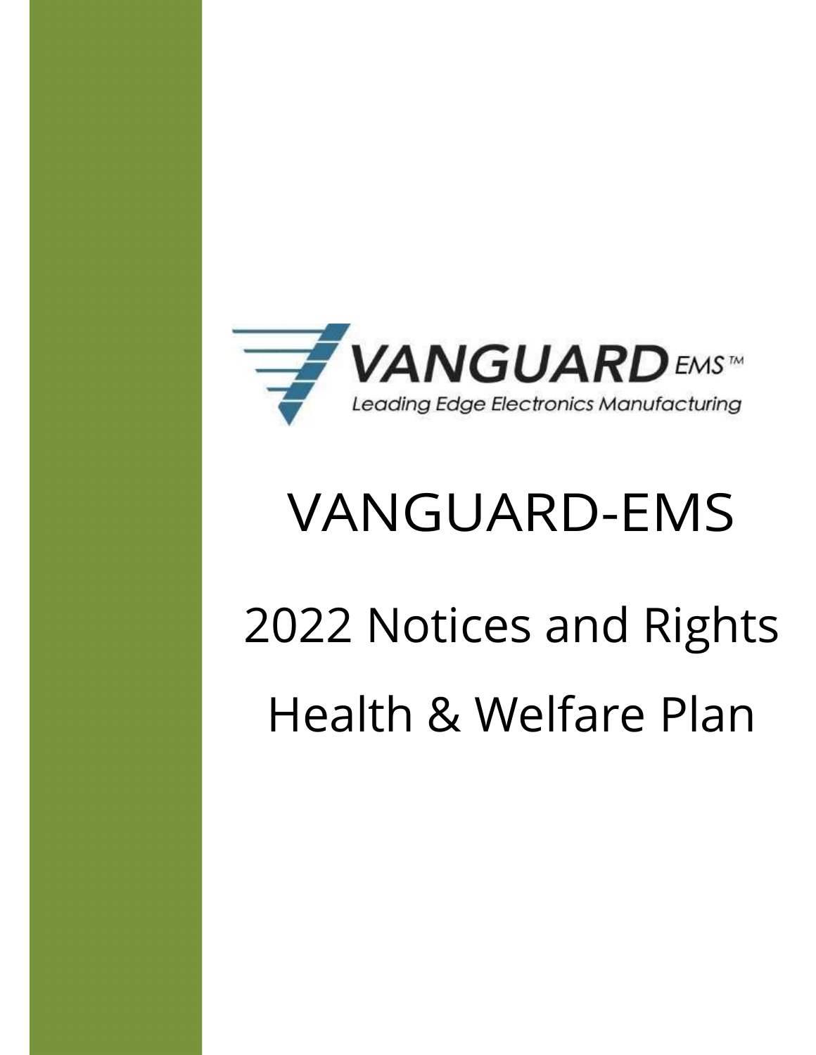VANGUARD EMS™

Leading Edge Electronics Manufacturing

# VANGUARD-EMS

## 2022 Notices and Rights

## Health & Welfare Plan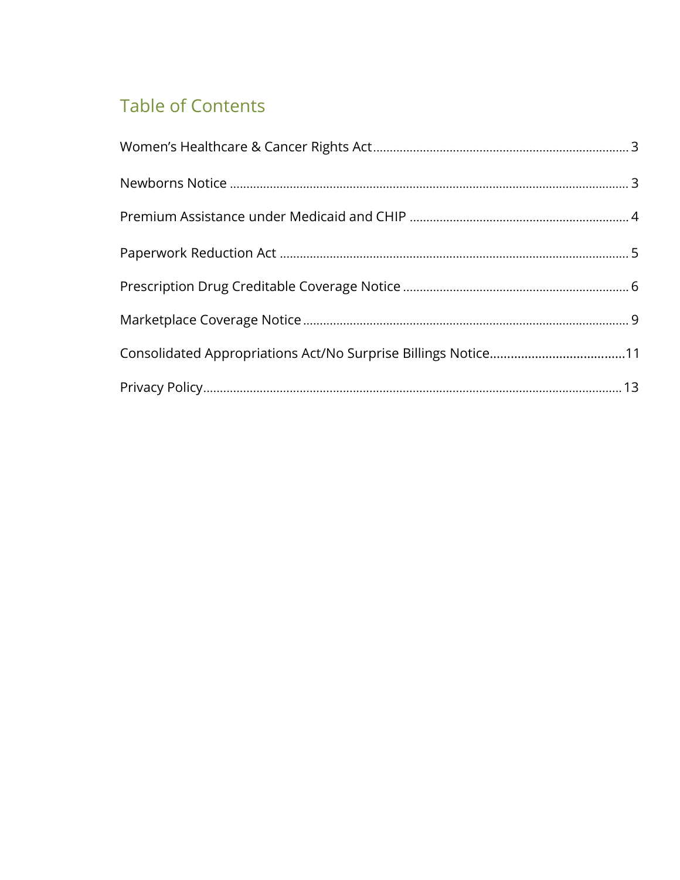## Table of Contents

Women's Healthcare & Cancer Rights Act ........................................................................ 3

Newborns Notice ........................................................................................................... 3

Premium Assistance under Medicaid and CHIP ................................................................ 4

Paperwork Reduction Act ............................................................................................... 5

Prescription Drug Creditable Coverage Notice .................................................................. 6

Marketplace Coverage Notice ......................................................................................... 9

Consolidated Appropriations Act/No Surprise Billings Notice.......................................11

Privacy Policy.................................................................................................................13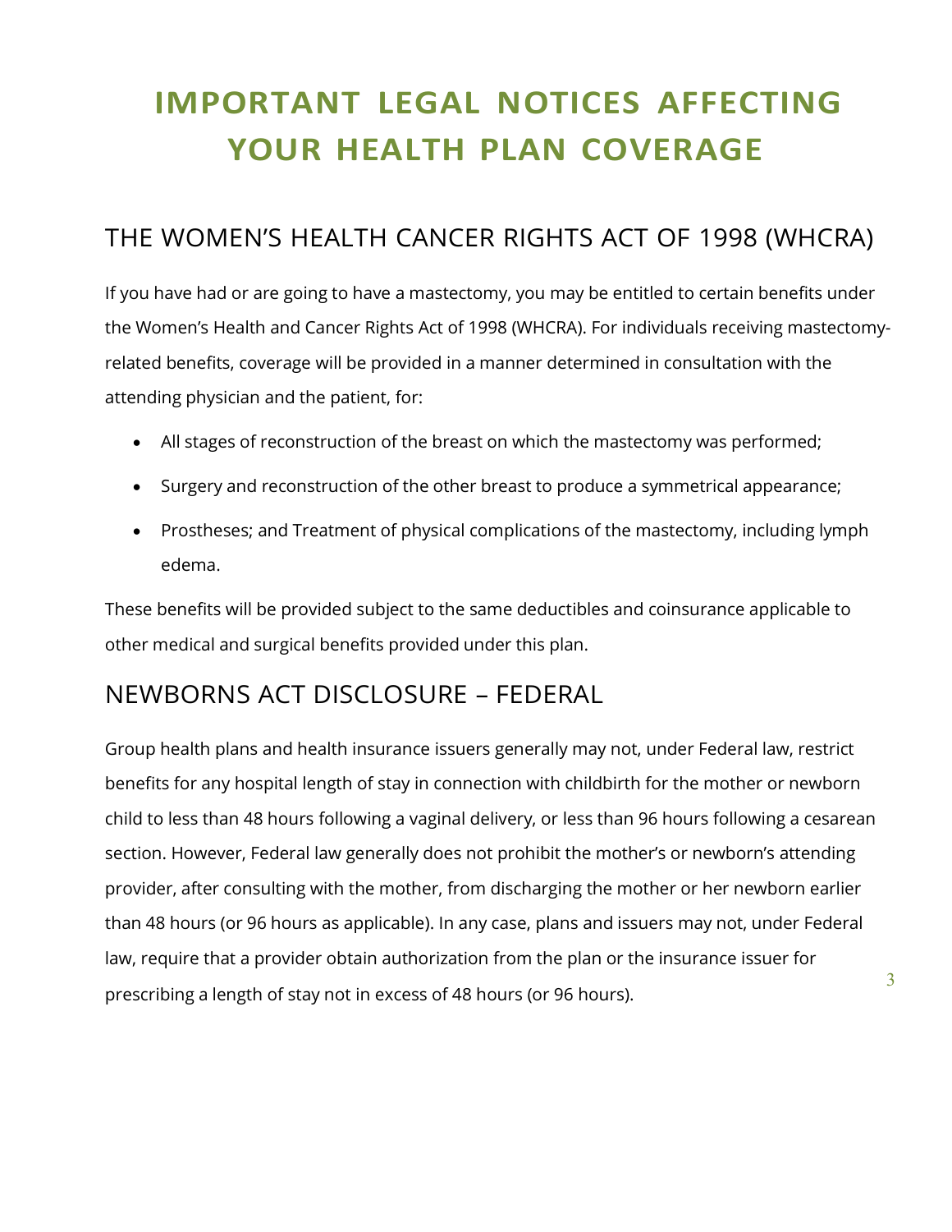# IMPORTANT LEGAL NOTICES AFFECTING YOUR HEALTH PLAN COVERAGE

## THE WOMEN'S HEALTH CANCER RIGHTS ACT OF 1998 (WHCRA)

If you have had or are going to have a mastectomy, you may be entitled to certain benefits under the Women's Health and Cancer Rights Act of 1998 (WHCRA). For individuals receiving mastectomy-related benefits, coverage will be provided in a manner determined in consultation with the attending physician and the patient, for:

- All stages of reconstruction of the breast on which the mastectomy was performed;
- Surgery and reconstruction of the other breast to produce a symmetrical appearance;
- Prostheses; and Treatment of physical complications of the mastectomy, including lymph edema.

These benefits will be provided subject to the same deductibles and coinsurance applicable to other medical and surgical benefits provided under this plan.

## NEWBORNS ACT DISCLOSURE – FEDERAL

Group health plans and health insurance issuers generally may not, under Federal law, restrict benefits for any hospital length of stay in connection with childbirth for the mother or newborn child to less than 48 hours following a vaginal delivery, or less than 96 hours following a cesarean section. However, Federal law generally does not prohibit the mother's or newborn's attending provider, after consulting with the mother, from discharging the mother or her newborn earlier than 48 hours (or 96 hours as applicable). In any case, plans and issuers may not, under Federal law, require that a provider obtain authorization from the plan or the insurance issuer for prescribing a length of stay not in excess of 48 hours (or 96 hours).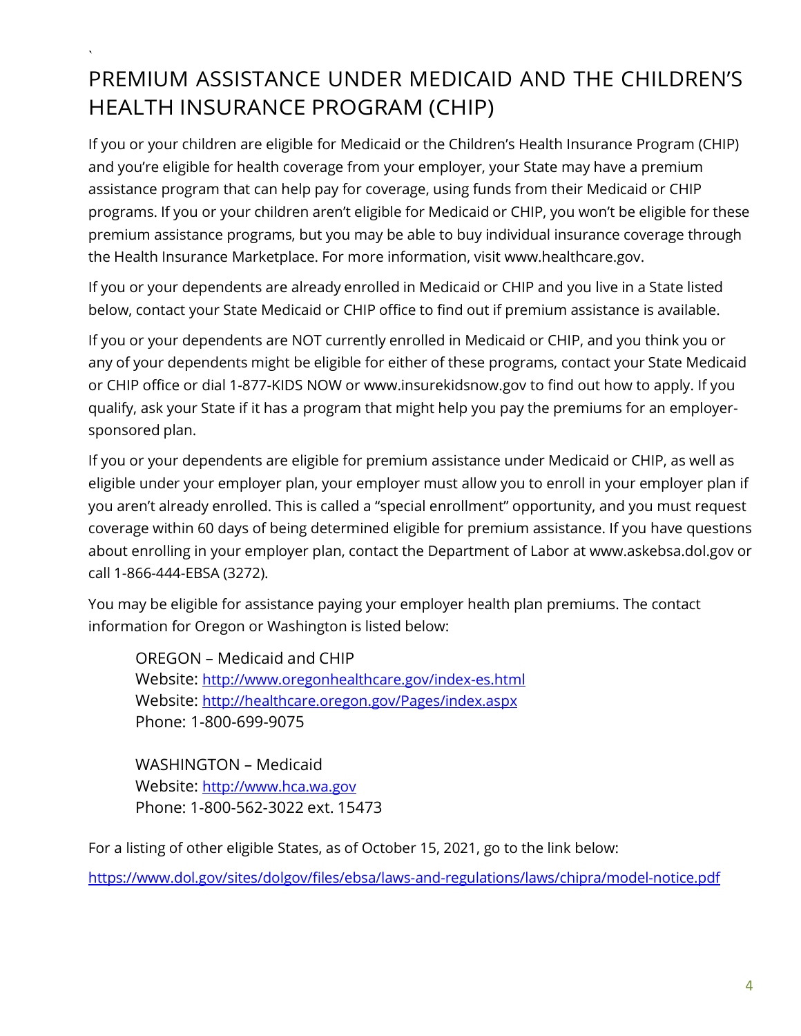# PREMIUM ASSISTANCE UNDER MEDICAID AND THE CHILDREN'S HEALTH INSURANCE PROGRAM (CHIP)

If you or your children are eligible for Medicaid or the Children's Health Insurance Program (CHIP) and you're eligible for health coverage from your employer, your State may have a premium assistance program that can help pay for coverage, using funds from their Medicaid or CHIP programs. If you or your children aren't eligible for Medicaid or CHIP, you won't be eligible for these premium assistance programs, but you may be able to buy individual insurance coverage through the Health Insurance Marketplace. For more information, visit www.healthcare.gov.

If you or your dependents are already enrolled in Medicaid or CHIP and you live in a State listed below, contact your State Medicaid or CHIP office to find out if premium assistance is available.

If you or your dependents are NOT currently enrolled in Medicaid or CHIP, and you think you or any of your dependents might be eligible for either of these programs, contact your State Medicaid or CHIP office or dial 1-877-KIDS NOW or www.insurekidsnow.gov to find out how to apply. If you qualify, ask your State if it has a program that might help you pay the premiums for an employer-sponsored plan.

If you or your dependents are eligible for premium assistance under Medicaid or CHIP, as well as eligible under your employer plan, your employer must allow you to enroll in your employer plan if you aren't already enrolled. This is called a "special enrollment" opportunity, and you must request coverage within 60 days of being determined eligible for premium assistance. If you have questions about enrolling in your employer plan, contact the Department of Labor at www.askebsa.dol.gov or call 1-866-444-EBSA (3272).

You may be eligible for assistance paying your employer health plan premiums. The contact information for Oregon or Washington is listed below:

OREGON – Medicaid and CHIP
Website: http://www.oregonhealthcare.gov/index-es.html
Website: http://healthcare.oregon.gov/Pages/index.aspx
Phone: 1-800-699-9075

WASHINGTON – Medicaid
Website: http://www.hca.wa.gov
Phone: 1-800-562-3022 ext. 15473

For a listing of other eligible States, as of October 15, 2021, go to the link below:

https://www.dol.gov/sites/dolgov/files/ebsa/laws-and-regulations/laws/chipra/model-notice.pdf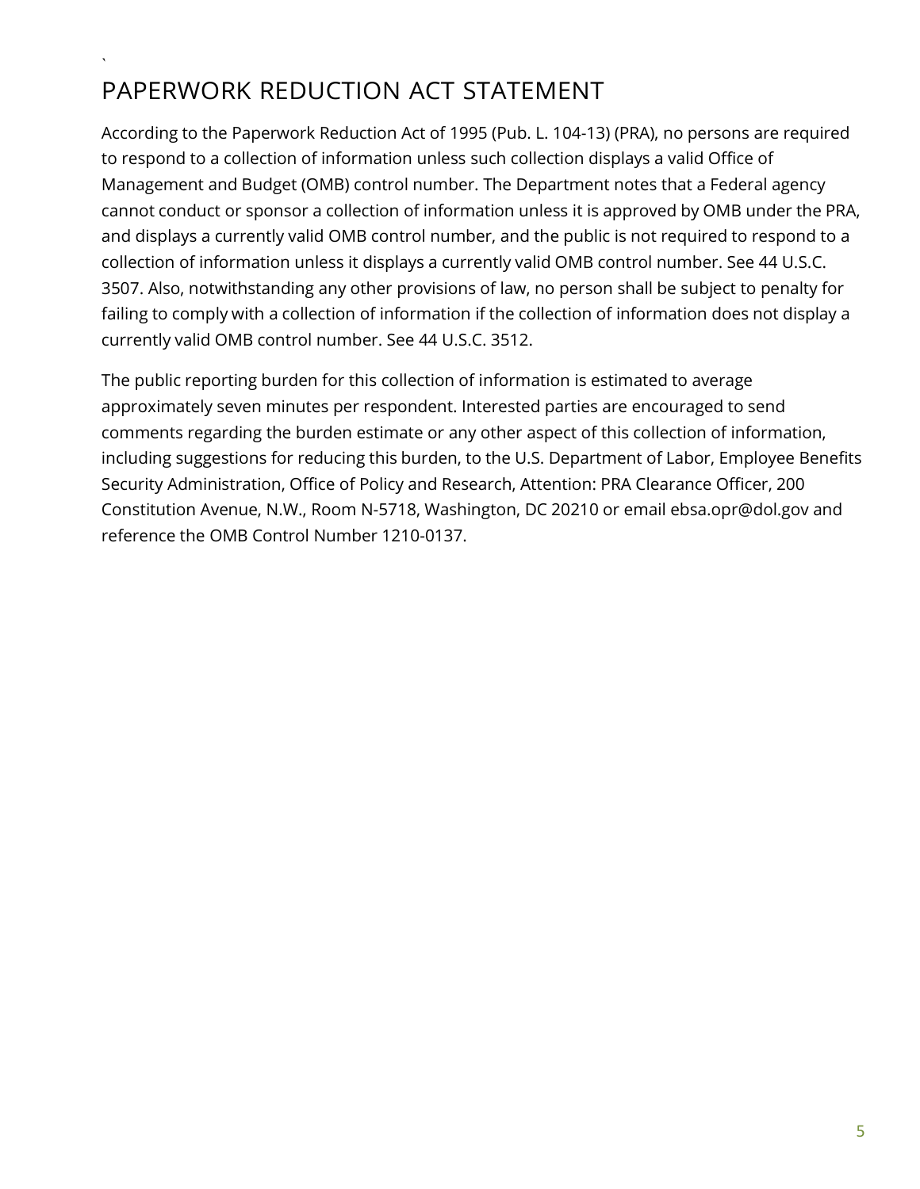# PAPERWORK REDUCTION ACT STATEMENT

According to the Paperwork Reduction Act of 1995 (Pub. L. 104-13) (PRA), no persons are required to respond to a collection of information unless such collection displays a valid Office of Management and Budget (OMB) control number. The Department notes that a Federal agency cannot conduct or sponsor a collection of information unless it is approved by OMB under the PRA, and displays a currently valid OMB control number, and the public is not required to respond to a collection of information unless it displays a currently valid OMB control number. See 44 U.S.C. 3507. Also, notwithstanding any other provisions of law, no person shall be subject to penalty for failing to comply with a collection of information if the collection of information does not display a currently valid OMB control number. See 44 U.S.C. 3512.

The public reporting burden for this collection of information is estimated to average approximately seven minutes per respondent. Interested parties are encouraged to send comments regarding the burden estimate or any other aspect of this collection of information, including suggestions for reducing this burden, to the U.S. Department of Labor, Employee Benefits Security Administration, Office of Policy and Research, Attention: PRA Clearance Officer, 200 Constitution Avenue, N.W., Room N-5718, Washington, DC 20210 or email ebsa.opr@dol.gov and reference the OMB Control Number 1210-0137.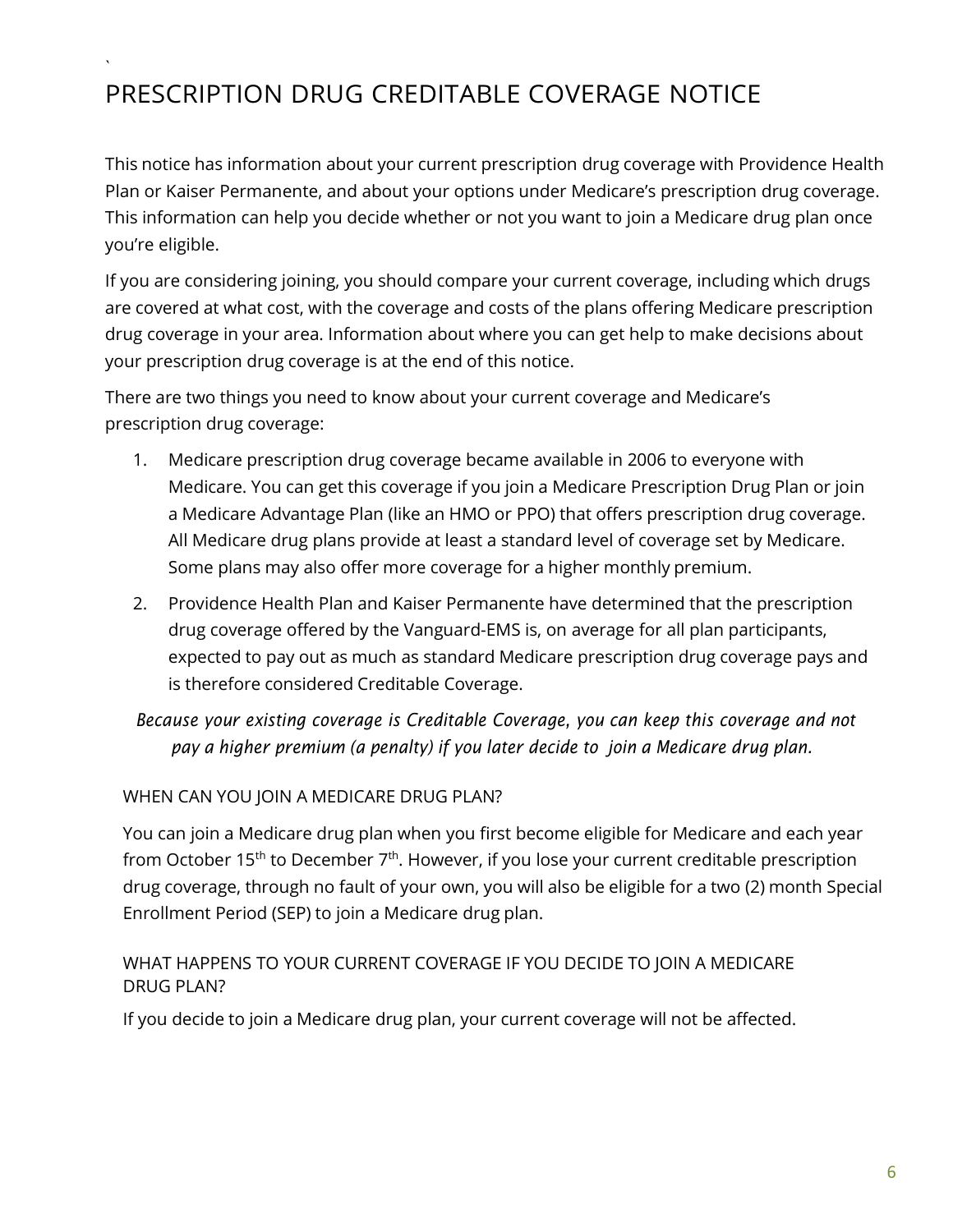# PRESCRIPTION DRUG CREDITABLE COVERAGE NOTICE

This notice has information about your current prescription drug coverage with Providence Health Plan or Kaiser Permanente, and about your options under Medicare's prescription drug coverage. This information can help you decide whether or not you want to join a Medicare drug plan once you're eligible.

If you are considering joining, you should compare your current coverage, including which drugs are covered at what cost, with the coverage and costs of the plans offering Medicare prescription drug coverage in your area. Information about where you can get help to make decisions about your prescription drug coverage is at the end of this notice.

There are two things you need to know about your current coverage and Medicare's prescription drug coverage:

1. Medicare prescription drug coverage became available in 2006 to everyone with Medicare. You can get this coverage if you join a Medicare Prescription Drug Plan or join a Medicare Advantage Plan (like an HMO or PPO) that offers prescription drug coverage. All Medicare drug plans provide at least a standard level of coverage set by Medicare. Some plans may also offer more coverage for a higher monthly premium.
2. Providence Health Plan and Kaiser Permanente have determined that the prescription drug coverage offered by the Vanguard-EMS is, on average for all plan participants, expected to pay out as much as standard Medicare prescription drug coverage pays and is therefore considered Creditable Coverage.

*Because your existing coverage is Creditable Coverage, you can keep this coverage and not pay a higher premium (a penalty) if you later decide to join a Medicare drug plan.*

## WHEN CAN YOU JOIN A MEDICARE DRUG PLAN?

You can join a Medicare drug plan when you first become eligible for Medicare and each year from October 15th to December 7th. However, if you lose your current creditable prescription drug coverage, through no fault of your own, you will also be eligible for a two (2) month Special Enrollment Period (SEP) to join a Medicare drug plan.

## WHAT HAPPENS TO YOUR CURRENT COVERAGE IF YOU DECIDE TO JOIN A MEDICARE DRUG PLAN?

If you decide to join a Medicare drug plan, your current coverage will not be affected.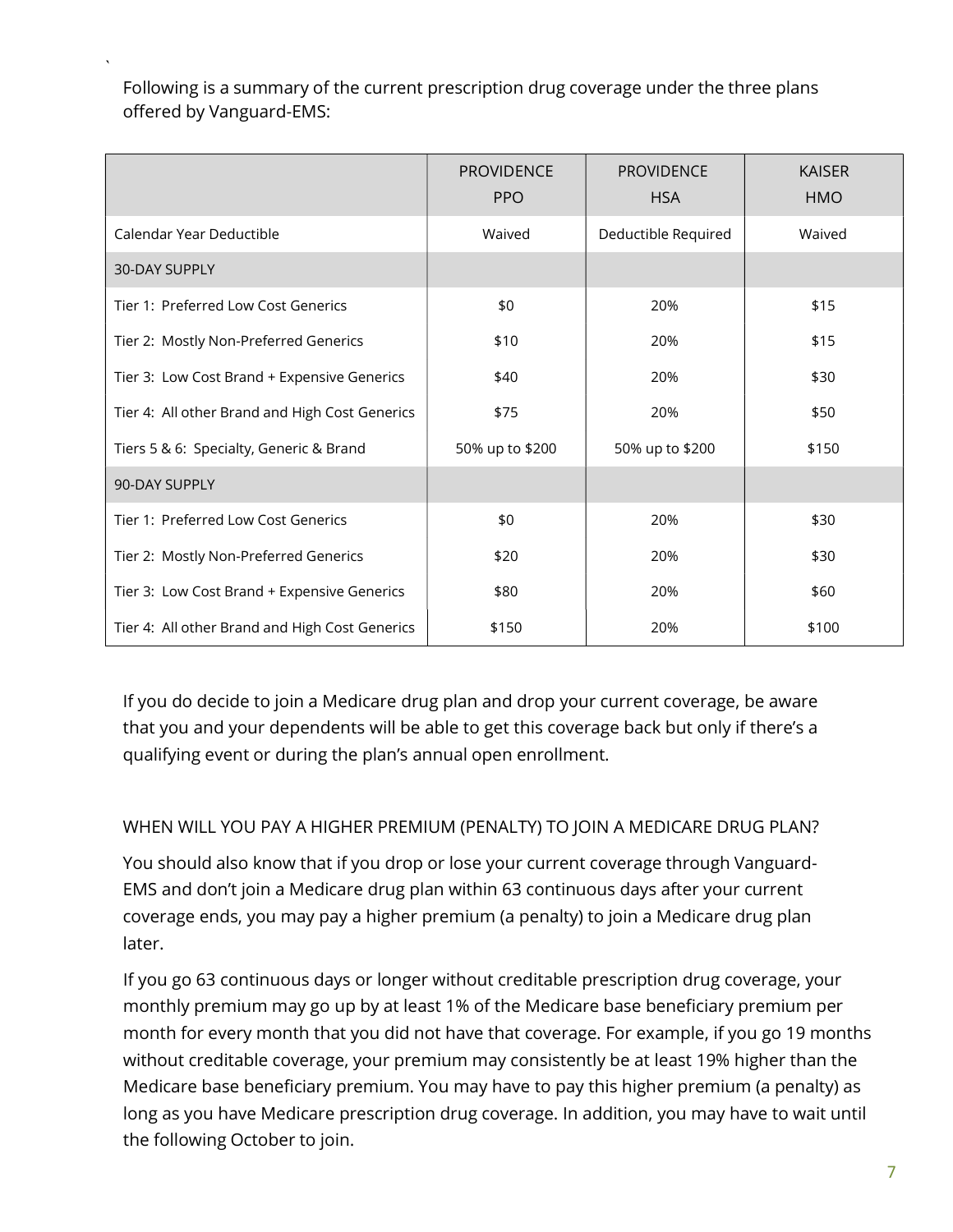Following is a summary of the current prescription drug coverage under the three plans offered by Vanguard-EMS:

| | PROVIDENCE PPO | PROVIDENCE HSA | KAISER HMO |
|---|---|---|---|
| Calendar Year Deductible | Waived | Deductible Required | Waived |
| 30-DAY SUPPLY | | | |
| Tier 1: Preferred Low Cost Generics | $0 | 20% | $15 |
| Tier 2: Mostly Non-Preferred Generics | $10 | 20% | $15 |
| Tier 3: Low Cost Brand + Expensive Generics | $40 | 20% | $30 |
| Tier 4: All other Brand and High Cost Generics | $75 | 20% | $50 |
| Tiers 5 & 6: Specialty, Generic & Brand | 50% up to $200 | 50% up to $200 | $150 |
| 90-DAY SUPPLY | | | |
| Tier 1: Preferred Low Cost Generics | $0 | 20% | $30 |
| Tier 2: Mostly Non-Preferred Generics | $20 | 20% | $30 |
| Tier 3: Low Cost Brand + Expensive Generics | $80 | 20% | $60 |
| Tier 4: All other Brand and High Cost Generics | $150 | 20% | $100 |

If you do decide to join a Medicare drug plan and drop your current coverage, be aware that you and your dependents will be able to get this coverage back but only if there's a qualifying event or during the plan's annual open enrollment.

WHEN WILL YOU PAY A HIGHER PREMIUM (PENALTY) TO JOIN A MEDICARE DRUG PLAN?

You should also know that if you drop or lose your current coverage through Vanguard-EMS and don't join a Medicare drug plan within 63 continuous days after your current coverage ends, you may pay a higher premium (a penalty) to join a Medicare drug plan later.

If you go 63 continuous days or longer without creditable prescription drug coverage, your monthly premium may go up by at least 1% of the Medicare base beneficiary premium per month for every month that you did not have that coverage. For example, if you go 19 months without creditable coverage, your premium may consistently be at least 19% higher than the Medicare base beneficiary premium. You may have to pay this higher premium (a penalty) as long as you have Medicare prescription drug coverage. In addition, you may have to wait until the following October to join.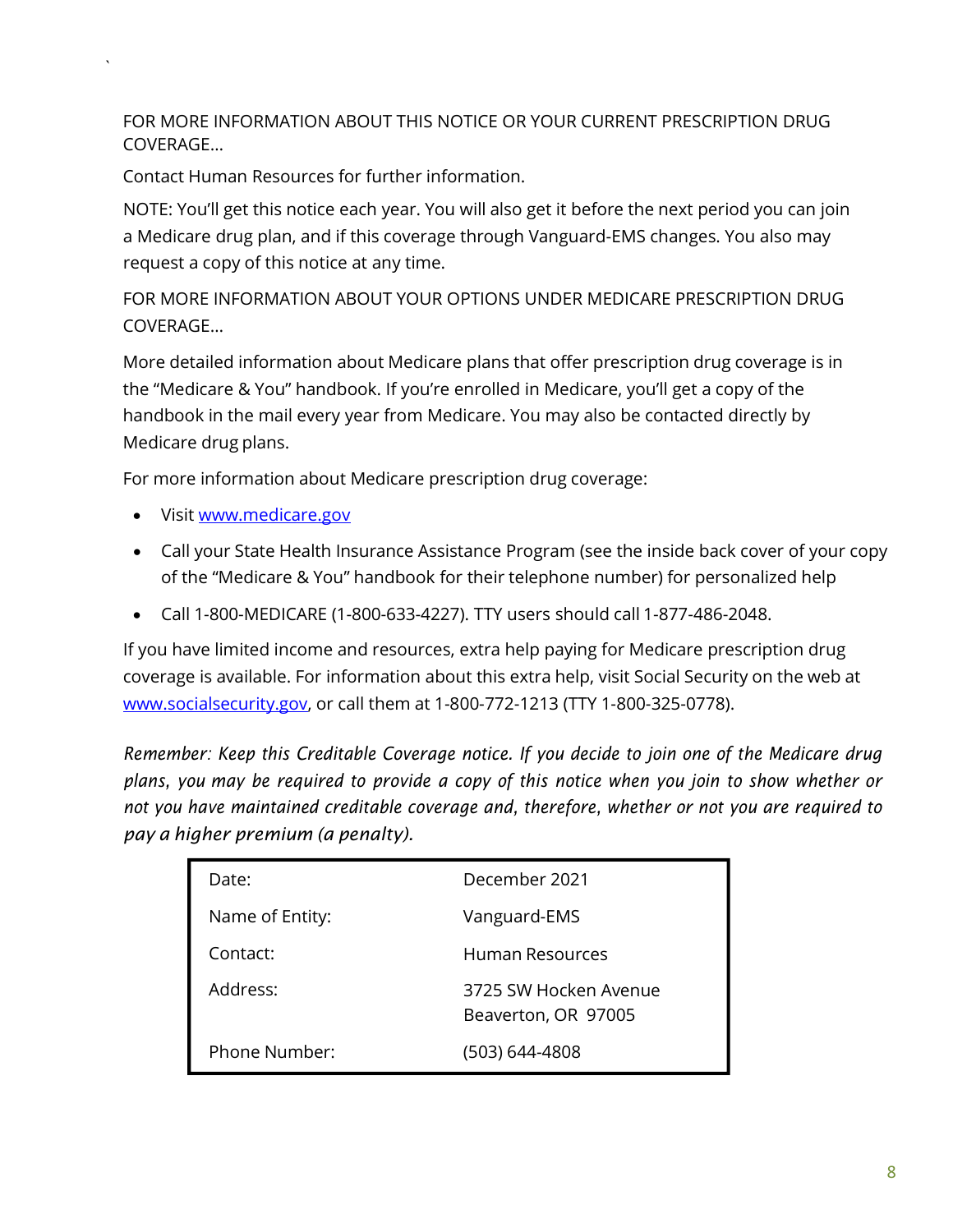FOR MORE INFORMATION ABOUT THIS NOTICE OR YOUR CURRENT PRESCRIPTION DRUG COVERAGE…

Contact Human Resources for further information.

NOTE: You'll get this notice each year. You will also get it before the next period you can join a Medicare drug plan, and if this coverage through Vanguard-EMS changes. You also may request a copy of this notice at any time.

FOR MORE INFORMATION ABOUT YOUR OPTIONS UNDER MEDICARE PRESCRIPTION DRUG COVERAGE…

More detailed information about Medicare plans that offer prescription drug coverage is in the "Medicare & You" handbook. If you're enrolled in Medicare, you'll get a copy of the handbook in the mail every year from Medicare. You may also be contacted directly by Medicare drug plans.

For more information about Medicare prescription drug coverage:

- Visit www.medicare.gov
- Call your State Health Insurance Assistance Program (see the inside back cover of your copy of the "Medicare & You" handbook for their telephone number) for personalized help
- Call 1-800-MEDICARE (1-800-633-4227). TTY users should call 1-877-486-2048.

If you have limited income and resources, extra help paying for Medicare prescription drug coverage is available. For information about this extra help, visit Social Security on the web at www.socialsecurity.gov, or call them at 1-800-772-1213 (TTY 1-800-325-0778).

*Remember: Keep this Creditable Coverage notice. If you decide to join one of the Medicare drug plans, you may be required to provide a copy of this notice when you join to show whether or not you have maintained creditable coverage and, therefore, whether or not you are required to pay a higher premium (a penalty).*

| | |
|---|---|
| Date: | December 2021 |
| Name of Entity: | Vanguard-EMS |
| Contact: | Human Resources |
| Address: | 3725 SW Hocken Avenue<br>Beaverton, OR 97005 |
| Phone Number: | (503) 644-4808 |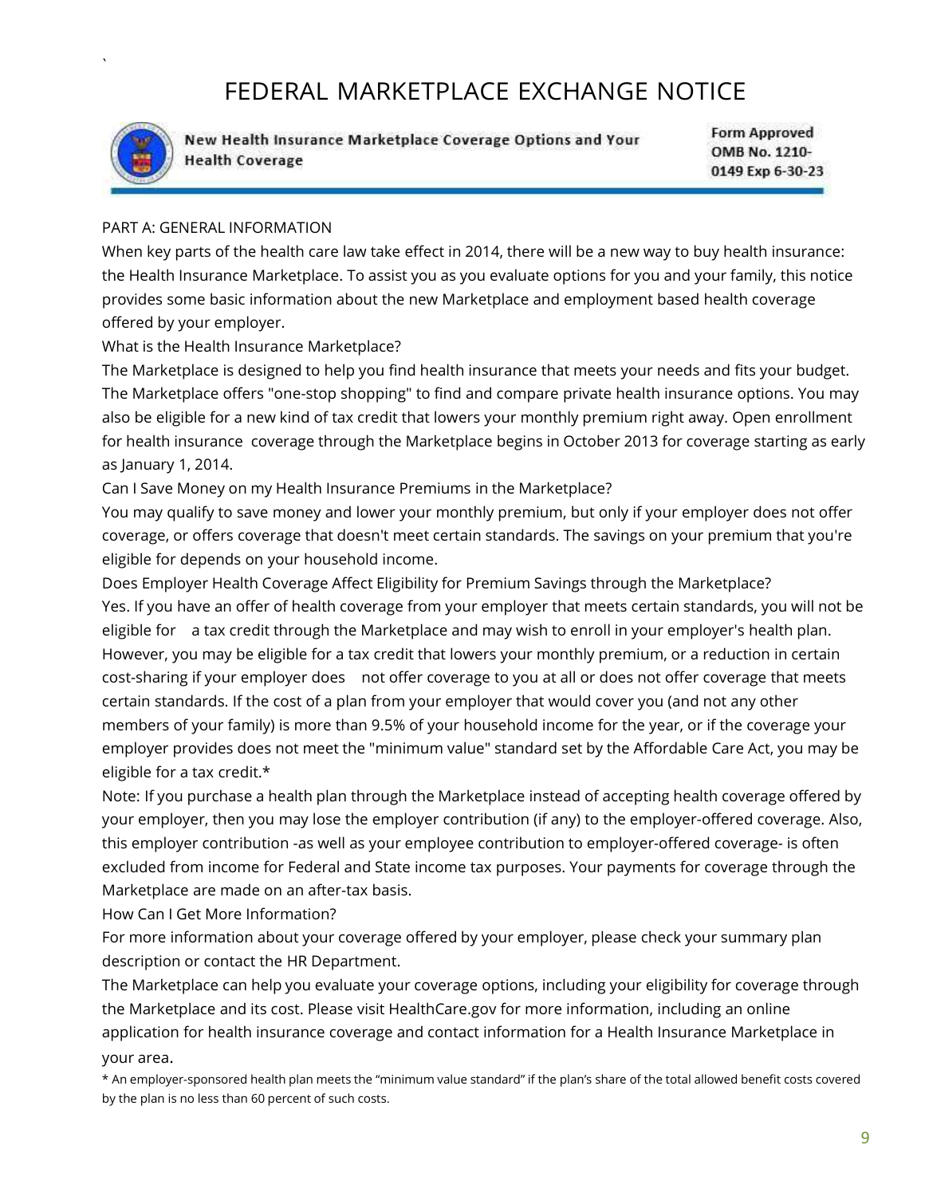# FEDERAL MARKETPLACE EXCHANGE NOTICE

**New Health Insurance Marketplace Coverage Options and Your Health Coverage**

**Form Approved OMB No. 1210-0149 Exp 6-30-23**

PART A: GENERAL INFORMATION

When key parts of the health care law take effect in 2014, there will be a new way to buy health insurance: the Health Insurance Marketplace. To assist you as you evaluate options for you and your family, this notice provides some basic information about the new Marketplace and employment based health coverage offered by your employer.

What is the Health Insurance Marketplace?

The Marketplace is designed to help you find health insurance that meets your needs and fits your budget. The Marketplace offers "one-stop shopping" to find and compare private health insurance options. You may also be eligible for a new kind of tax credit that lowers your monthly premium right away. Open enrollment for health insurance coverage through the Marketplace begins in October 2013 for coverage starting as early as January 1, 2014.

Can I Save Money on my Health Insurance Premiums in the Marketplace?

You may qualify to save money and lower your monthly premium, but only if your employer does not offer coverage, or offers coverage that doesn't meet certain standards. The savings on your premium that you're eligible for depends on your household income.

Does Employer Health Coverage Affect Eligibility for Premium Savings through the Marketplace?

Yes. If you have an offer of health coverage from your employer that meets certain standards, you will not be eligible for a tax credit through the Marketplace and may wish to enroll in your employer's health plan. However, you may be eligible for a tax credit that lowers your monthly premium, or a reduction in certain cost-sharing if your employer does not offer coverage to you at all or does not offer coverage that meets certain standards. If the cost of a plan from your employer that would cover you (and not any other members of your family) is more than 9.5% of your household income for the year, or if the coverage your employer provides does not meet the "minimum value" standard set by the Affordable Care Act, you may be eligible for a tax credit.*

Note: If you purchase a health plan through the Marketplace instead of accepting health coverage offered by your employer, then you may lose the employer contribution (if any) to the employer-offered coverage. Also, this employer contribution -as well as your employee contribution to employer-offered coverage- is often excluded from income for Federal and State income tax purposes. Your payments for coverage through the Marketplace are made on an after-tax basis.

How Can I Get More Information?

For more information about your coverage offered by your employer, please check your summary plan description or contact the HR Department.

The Marketplace can help you evaluate your coverage options, including your eligibility for coverage through the Marketplace and its cost. Please visit HealthCare.gov for more information, including an online application for health insurance coverage and contact information for a Health Insurance Marketplace in your area.

* An employer-sponsored health plan meets the "minimum value standard" if the plan's share of the total allowed benefit costs covered by the plan is no less than 60 percent of such costs.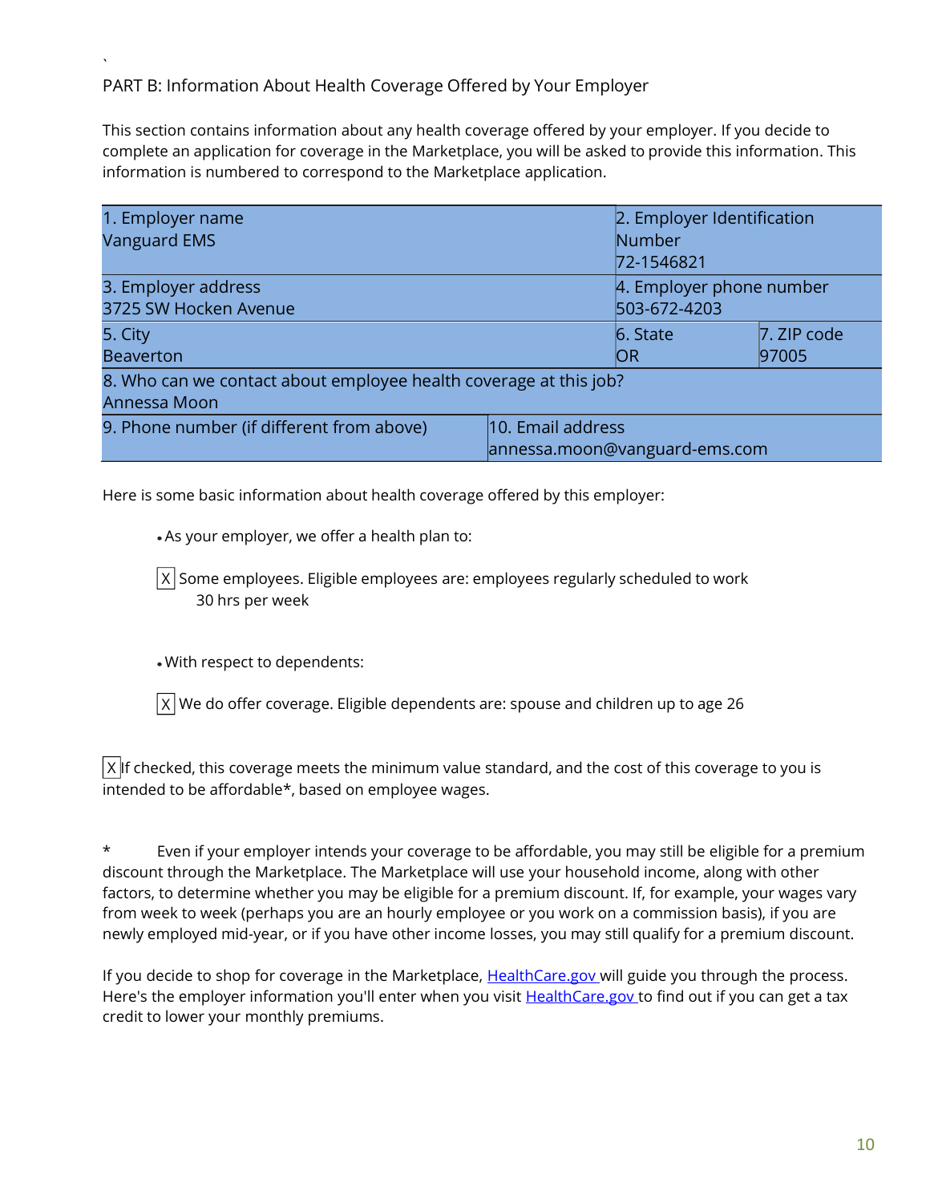`

PART B: Information About Health Coverage Offered by Your Employer

This section contains information about any health coverage offered by your employer. If you decide to complete an application for coverage in the Marketplace, you will be asked to provide this information. This information is numbered to correspond to the Marketplace application.

| 1. Employer name<br>Vanguard EMS | | 2. Employer Identification Number<br>72-1546821 | |
|---|---|---|---|
| 3. Employer address<br>3725 SW Hocken Avenue | | 4. Employer phone number<br>503-672-4203 | |
| 5. City<br>Beaverton | | 6. State<br>OR | 7. ZIP code<br>97005 |
| 8. Who can we contact about employee health coverage at this job?<br>Annessa Moon | | | |
| 9. Phone number (if different from above) | 10. Email address<br>annessa.moon@vanguard-ems.com | | |

Here is some basic information about health coverage offered by this employer:

- As your employer, we offer a health plan to:

  [X] Some employees. Eligible employees are: employees regularly scheduled to work 30 hrs per week

- With respect to dependents:

  [X] We do offer coverage. Eligible dependents are: spouse and children up to age 26

[X] If checked, this coverage meets the minimum value standard, and the cost of this coverage to you is intended to be affordable*, based on employee wages.

* Even if your employer intends your coverage to be affordable, you may still be eligible for a premium discount through the Marketplace. The Marketplace will use your household income, along with other factors, to determine whether you may be eligible for a premium discount. If, for example, your wages vary from week to week (perhaps you are an hourly employee or you work on a commission basis), if you are newly employed mid-year, or if you have other income losses, you may still qualify for a premium discount.

If you decide to shop for coverage in the Marketplace, HealthCare.gov will guide you through the process. Here's the employer information you'll enter when you visit HealthCare.gov to find out if you can get a tax credit to lower your monthly premiums.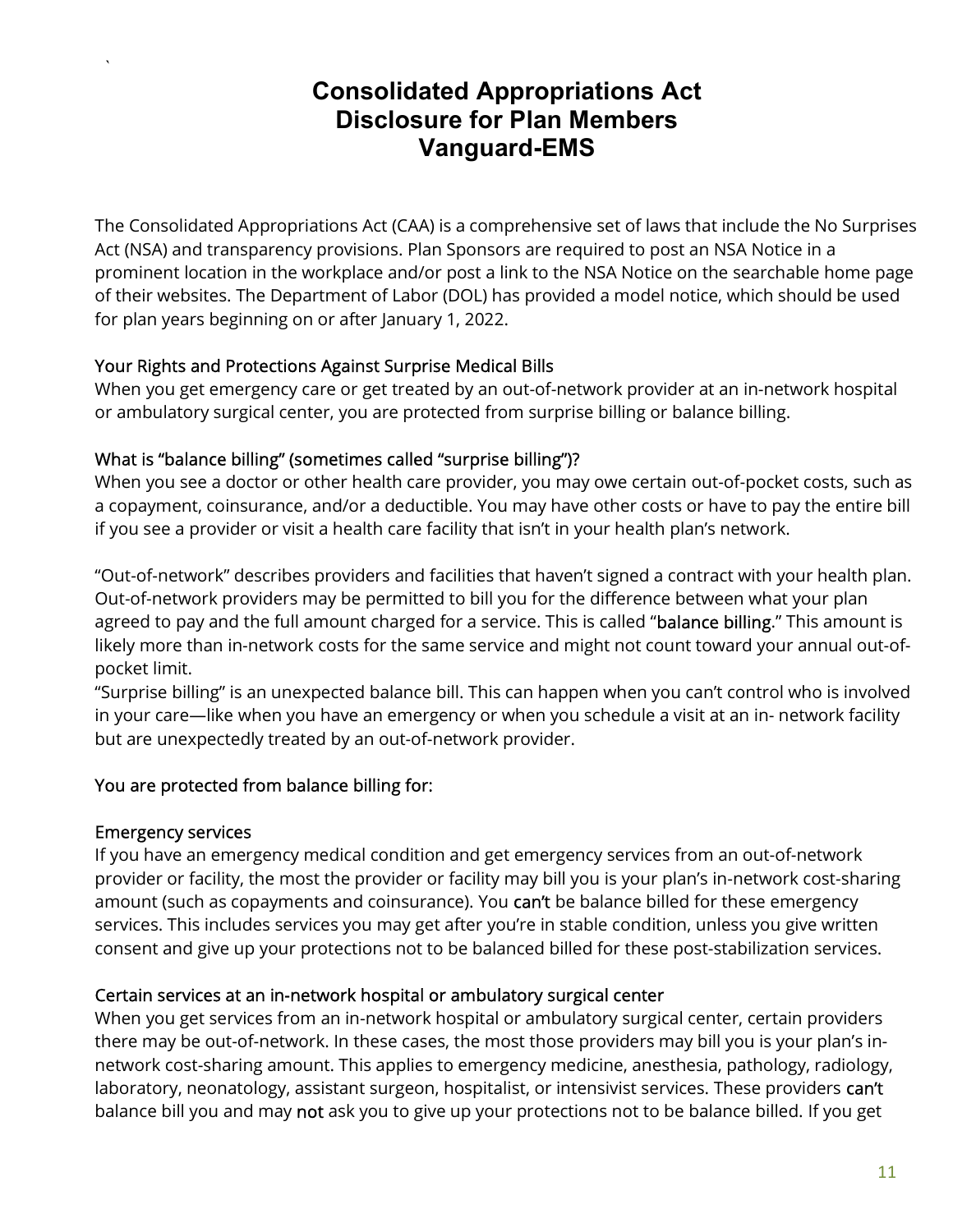# Consolidated Appropriations Act
# Disclosure for Plan Members
# Vanguard-EMS

The Consolidated Appropriations Act (CAA) is a comprehensive set of laws that include the No Surprises Act (NSA) and transparency provisions. Plan Sponsors are required to post an NSA Notice in a prominent location in the workplace and/or post a link to the NSA Notice on the searchable home page of their websites. The Department of Labor (DOL) has provided a model notice, which should be used for plan years beginning on or after January 1, 2022.

### Your Rights and Protections Against Surprise Medical Bills

When you get emergency care or get treated by an out-of-network provider at an in-network hospital or ambulatory surgical center, you are protected from surprise billing or balance billing.

### What is "balance billing" (sometimes called "surprise billing")?

When you see a doctor or other health care provider, you may owe certain out-of-pocket costs, such as a copayment, coinsurance, and/or a deductible. You may have other costs or have to pay the entire bill if you see a provider or visit a health care facility that isn't in your health plan's network.

"Out-of-network" describes providers and facilities that haven't signed a contract with your health plan. Out-of-network providers may be permitted to bill you for the difference between what your plan agreed to pay and the full amount charged for a service. This is called "**balance billing.**" This amount is likely more than in-network costs for the same service and might not count toward your annual out-of-pocket limit.

"Surprise billing" is an unexpected balance bill. This can happen when you can't control who is involved in your care—like when you have an emergency or when you schedule a visit at an in- network facility but are unexpectedly treated by an out-of-network provider.

### You are protected from balance billing for:

### Emergency services

If you have an emergency medical condition and get emergency services from an out-of-network provider or facility, the most the provider or facility may bill you is your plan's in-network cost-sharing amount (such as copayments and coinsurance). You **can't** be balance billed for these emergency services. This includes services you may get after you're in stable condition, unless you give written consent and give up your protections not to be balanced billed for these post-stabilization services.

### Certain services at an in-network hospital or ambulatory surgical center

When you get services from an in-network hospital or ambulatory surgical center, certain providers there may be out-of-network. In these cases, the most those providers may bill you is your plan's in-network cost-sharing amount. This applies to emergency medicine, anesthesia, pathology, radiology, laboratory, neonatology, assistant surgeon, hospitalist, or intensivist services. These providers **can't** balance bill you and may **not** ask you to give up your protections not to be balance billed. If you get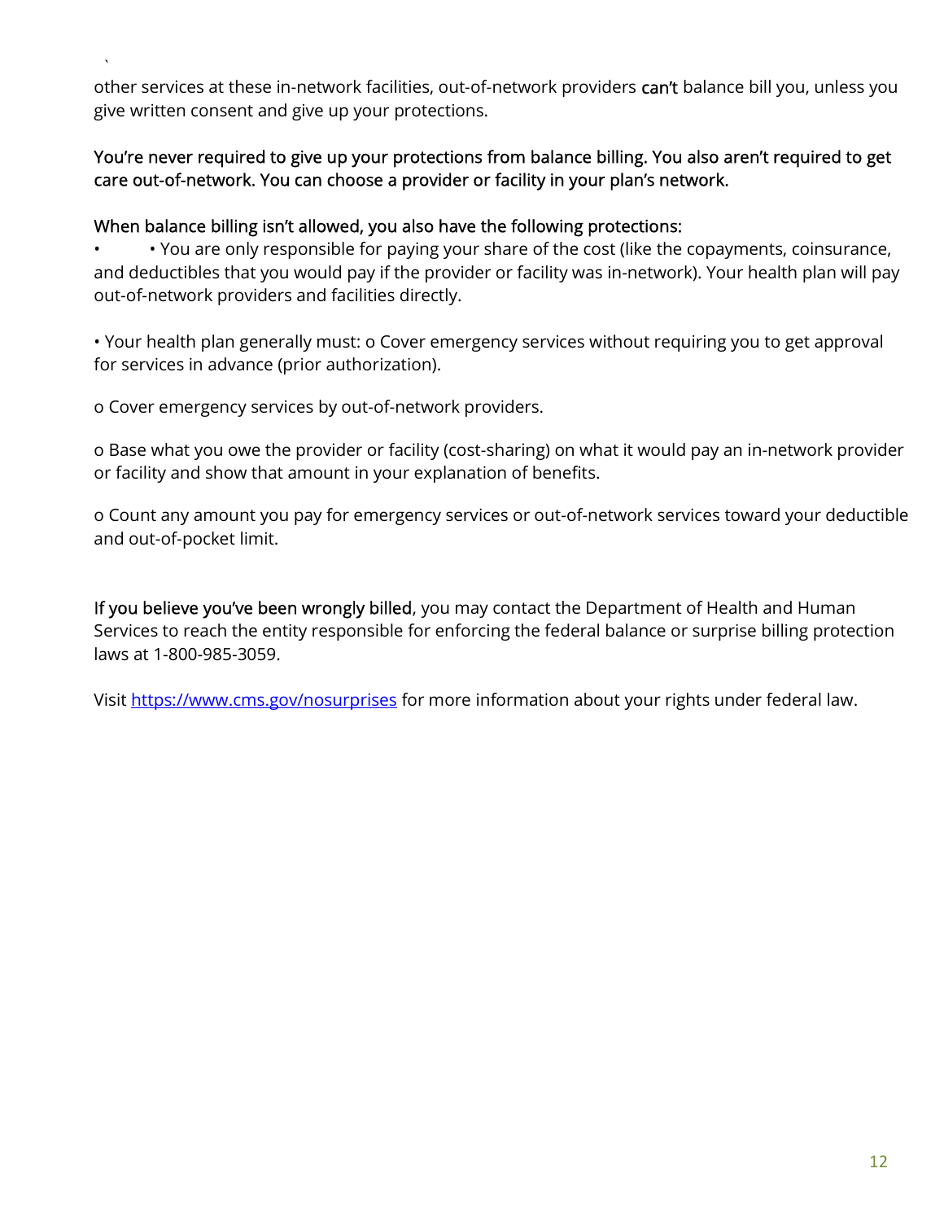other services at these in-network facilities, out-of-network providers **can't** balance bill you, unless you give written consent and give up your protections.

**You're never required to give up your protections from balance billing. You also aren't required to get care out-of-network. You can choose a provider or facility in your plan's network.**

**When balance billing isn't allowed, you also have the following protections:**

- • You are only responsible for paying your share of the cost (like the copayments, coinsurance, and deductibles that you would pay if the provider or facility was in-network). Your health plan will pay out-of-network providers and facilities directly.

• Your health plan generally must: o Cover emergency services without requiring you to get approval for services in advance (prior authorization).

o Cover emergency services by out-of-network providers.

o Base what you owe the provider or facility (cost-sharing) on what it would pay an in-network provider or facility and show that amount in your explanation of benefits.

o Count any amount you pay for emergency services or out-of-network services toward your deductible and out-of-pocket limit.

**If you believe you've been wrongly billed**, you may contact the Department of Health and Human Services to reach the entity responsible for enforcing the federal balance or surprise billing protection laws at 1-800-985-3059.

Visit [https://www.cms.gov/nosurprises](https://www.cms.gov/nosurprises) for more information about your rights under federal law.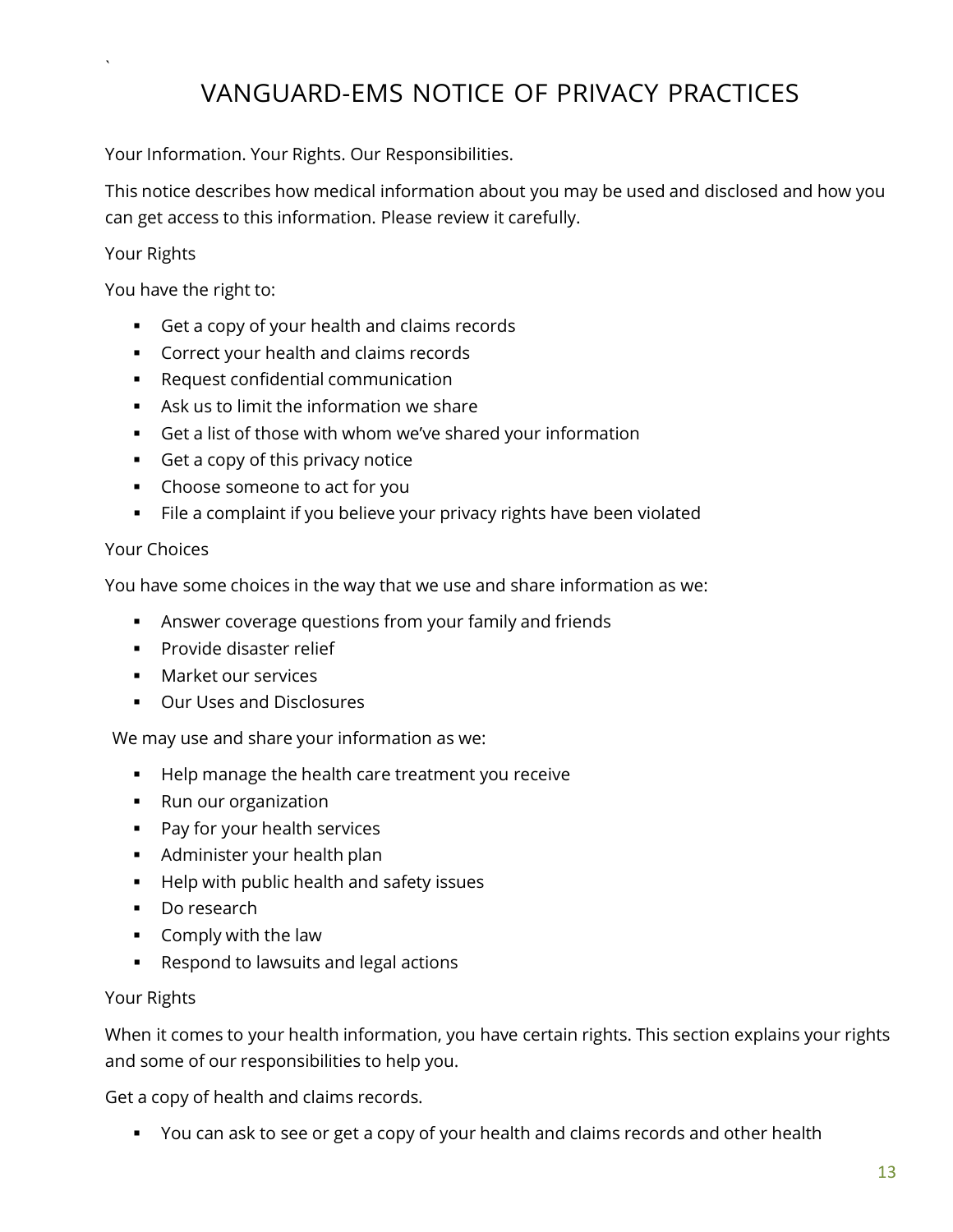# VANGUARD-EMS NOTICE OF PRIVACY PRACTICES

Your Information. Your Rights. Our Responsibilities.

This notice describes how medical information about you may be used and disclosed and how you can get access to this information. Please review it carefully.

Your Rights

You have the right to:

- Get a copy of your health and claims records
- Correct your health and claims records
- Request confidential communication
- Ask us to limit the information we share
- Get a list of those with whom we've shared your information
- Get a copy of this privacy notice
- Choose someone to act for you
- File a complaint if you believe your privacy rights have been violated

Your Choices

You have some choices in the way that we use and share information as we:

- Answer coverage questions from your family and friends
- Provide disaster relief
- Market our services
- Our Uses and Disclosures

We may use and share your information as we:

- Help manage the health care treatment you receive
- Run our organization
- Pay for your health services
- Administer your health plan
- Help with public health and safety issues
- Do research
- Comply with the law
- Respond to lawsuits and legal actions

Your Rights

When it comes to your health information, you have certain rights. This section explains your rights and some of our responsibilities to help you.

Get a copy of health and claims records.

- You can ask to see or get a copy of your health and claims records and other health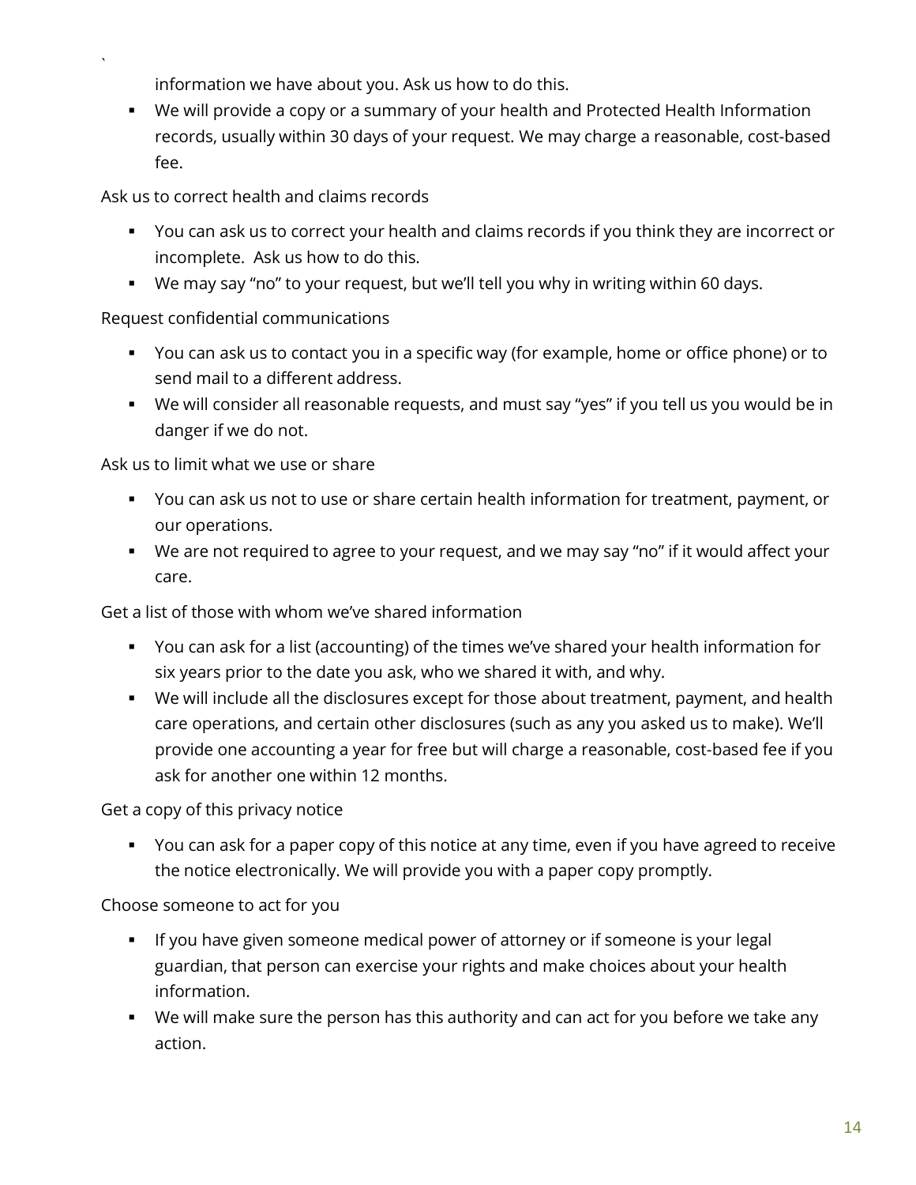information we have about you. Ask us how to do this.

- We will provide a copy or a summary of your health and Protected Health Information records, usually within 30 days of your request. We may charge a reasonable, cost-based fee.

Ask us to correct health and claims records

- You can ask us to correct your health and claims records if you think they are incorrect or incomplete. Ask us how to do this.
- We may say "no" to your request, but we'll tell you why in writing within 60 days.

Request confidential communications

- You can ask us to contact you in a specific way (for example, home or office phone) or to send mail to a different address.
- We will consider all reasonable requests, and must say "yes" if you tell us you would be in danger if we do not.

Ask us to limit what we use or share

- You can ask us not to use or share certain health information for treatment, payment, or our operations.
- We are not required to agree to your request, and we may say "no" if it would affect your care.

Get a list of those with whom we've shared information

- You can ask for a list (accounting) of the times we've shared your health information for six years prior to the date you ask, who we shared it with, and why.
- We will include all the disclosures except for those about treatment, payment, and health care operations, and certain other disclosures (such as any you asked us to make). We'll provide one accounting a year for free but will charge a reasonable, cost-based fee if you ask for another one within 12 months.

Get a copy of this privacy notice

- You can ask for a paper copy of this notice at any time, even if you have agreed to receive the notice electronically. We will provide you with a paper copy promptly.

Choose someone to act for you

- If you have given someone medical power of attorney or if someone is your legal guardian, that person can exercise your rights and make choices about your health information.
- We will make sure the person has this authority and can act for you before we take any action.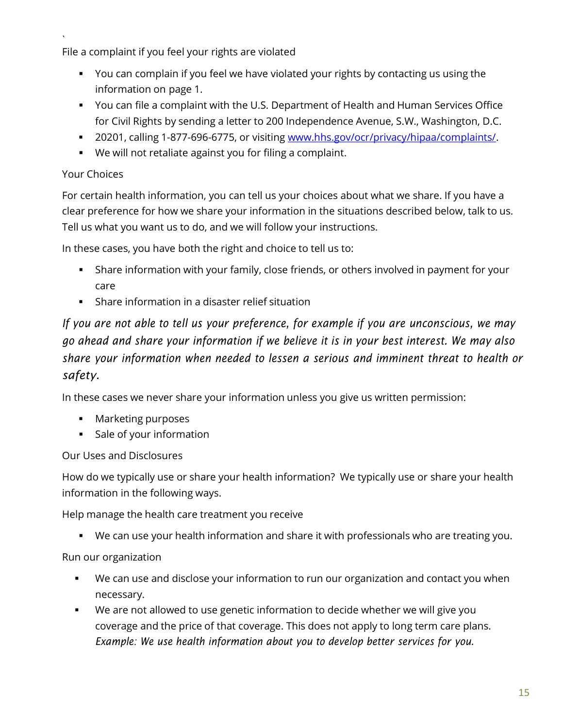`

File a complaint if you feel your rights are violated

- You can complain if you feel we have violated your rights by contacting us using the information on page 1.
- You can file a complaint with the U.S. Department of Health and Human Services Office for Civil Rights by sending a letter to 200 Independence Avenue, S.W., Washington, D.C.
- 20201, calling 1-877-696-6775, or visiting [www.hhs.gov/ocr/privacy/hipaa/complaints/](http://www.hhs.gov/ocr/privacy/hipaa/complaints/).
- We will not retaliate against you for filing a complaint.

Your Choices

For certain health information, you can tell us your choices about what we share. If you have a clear preference for how we share your information in the situations described below, talk to us. Tell us what you want us to do, and we will follow your instructions.

In these cases, you have both the right and choice to tell us to:

- Share information with your family, close friends, or others involved in payment for your care
- Share information in a disaster relief situation

*If you are not able to tell us your preference, for example if you are unconscious, we may go ahead and share your information if we believe it is in your best interest. We may also share your information when needed to lessen a serious and imminent threat to health or safety.*

In these cases we never share your information unless you give us written permission:

- Marketing purposes
- Sale of your information

Our Uses and Disclosures

How do we typically use or share your health information? We typically use or share your health information in the following ways.

Help manage the health care treatment you receive

- We can use your health information and share it with professionals who are treating you.

Run our organization

- We can use and disclose your information to run our organization and contact you when necessary.
- We are not allowed to use genetic information to decide whether we will give you coverage and the price of that coverage. This does not apply to long term care plans. *Example: We use health information about you to develop better services for you.*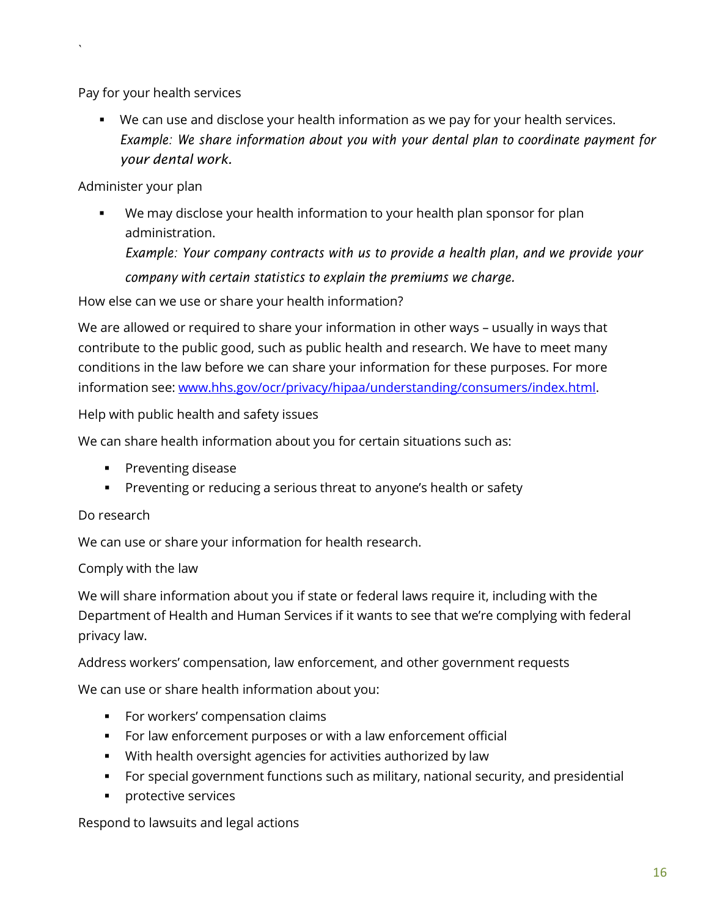Pay for your health services

- We can use and disclose your health information as we pay for your health services.
  *Example: We share information about you with your dental plan to coordinate payment for your dental work.*

Administer your plan

- We may disclose your health information to your health plan sponsor for plan administration.
  *Example: Your company contracts with us to provide a health plan, and we provide your company with certain statistics to explain the premiums we charge.*

How else can we use or share your health information?

We are allowed or required to share your information in other ways – usually in ways that contribute to the public good, such as public health and research. We have to meet many conditions in the law before we can share your information for these purposes. For more information see: [www.hhs.gov/ocr/privacy/hipaa/understanding/consumers/index.html](www.hhs.gov/ocr/privacy/hipaa/understanding/consumers/index.html).

Help with public health and safety issues

We can share health information about you for certain situations such as:

- Preventing disease
- Preventing or reducing a serious threat to anyone's health or safety

Do research

We can use or share your information for health research.

Comply with the law

We will share information about you if state or federal laws require it, including with the Department of Health and Human Services if it wants to see that we're complying with federal privacy law.

Address workers' compensation, law enforcement, and other government requests

We can use or share health information about you:

- For workers' compensation claims
- For law enforcement purposes or with a law enforcement official
- With health oversight agencies for activities authorized by law
- For special government functions such as military, national security, and presidential
- protective services

Respond to lawsuits and legal actions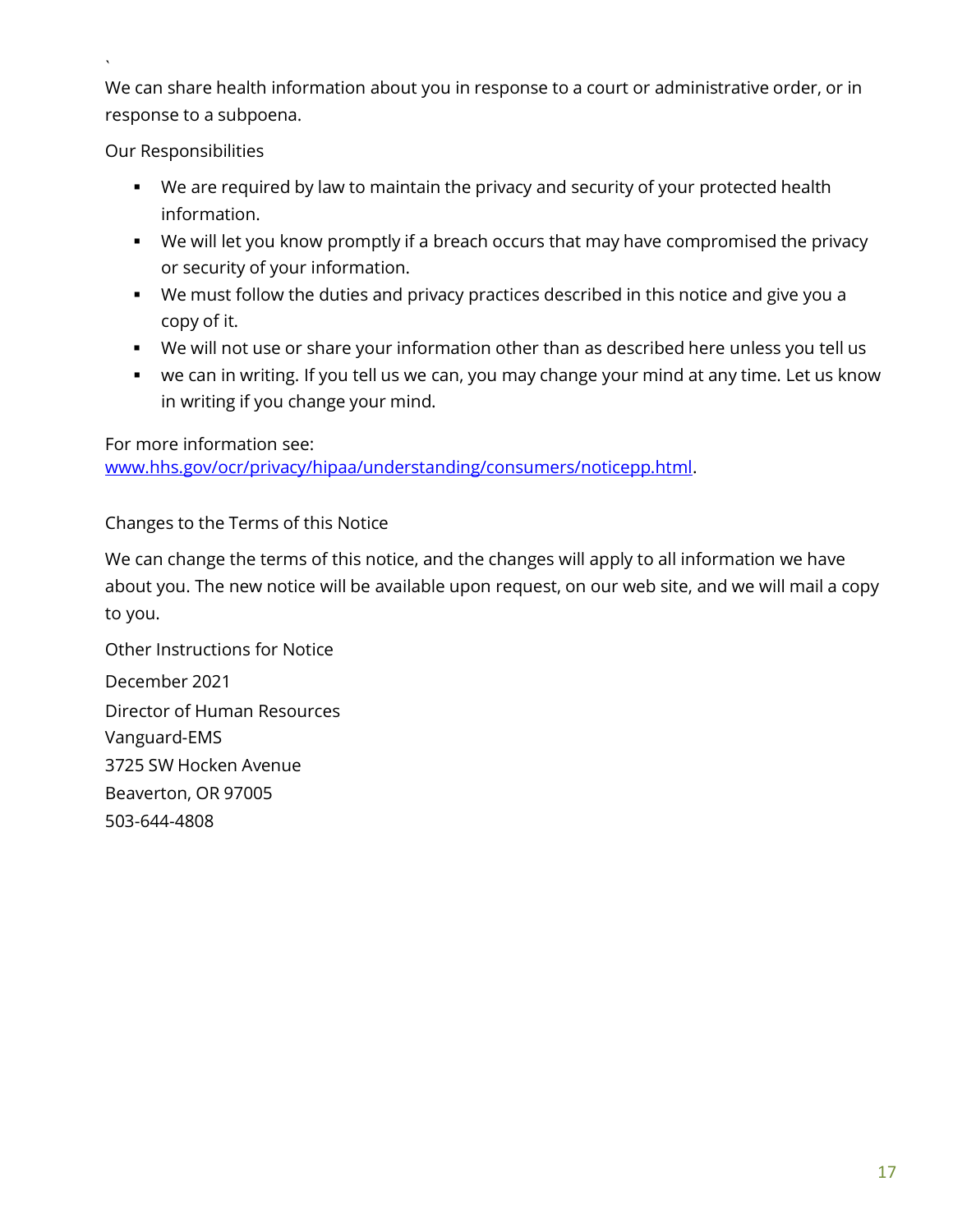We can share health information about you in response to a court or administrative order, or in response to a subpoena.

Our Responsibilities

- We are required by law to maintain the privacy and security of your protected health information.
- We will let you know promptly if a breach occurs that may have compromised the privacy or security of your information.
- We must follow the duties and privacy practices described in this notice and give you a copy of it.
- We will not use or share your information other than as described here unless you tell us
- we can in writing. If you tell us we can, you may change your mind at any time. Let us know in writing if you change your mind.

For more information see:
[www.hhs.gov/ocr/privacy/hipaa/understanding/consumers/noticepp.html](http://www.hhs.gov/ocr/privacy/hipaa/understanding/consumers/noticepp.html).

Changes to the Terms of this Notice

We can change the terms of this notice, and the changes will apply to all information we have about you. The new notice will be available upon request, on our web site, and we will mail a copy to you.

Other Instructions for Notice

December 2021

Director of Human Resources
Vanguard-EMS
3725 SW Hocken Avenue
Beaverton, OR 97005
503-644-4808